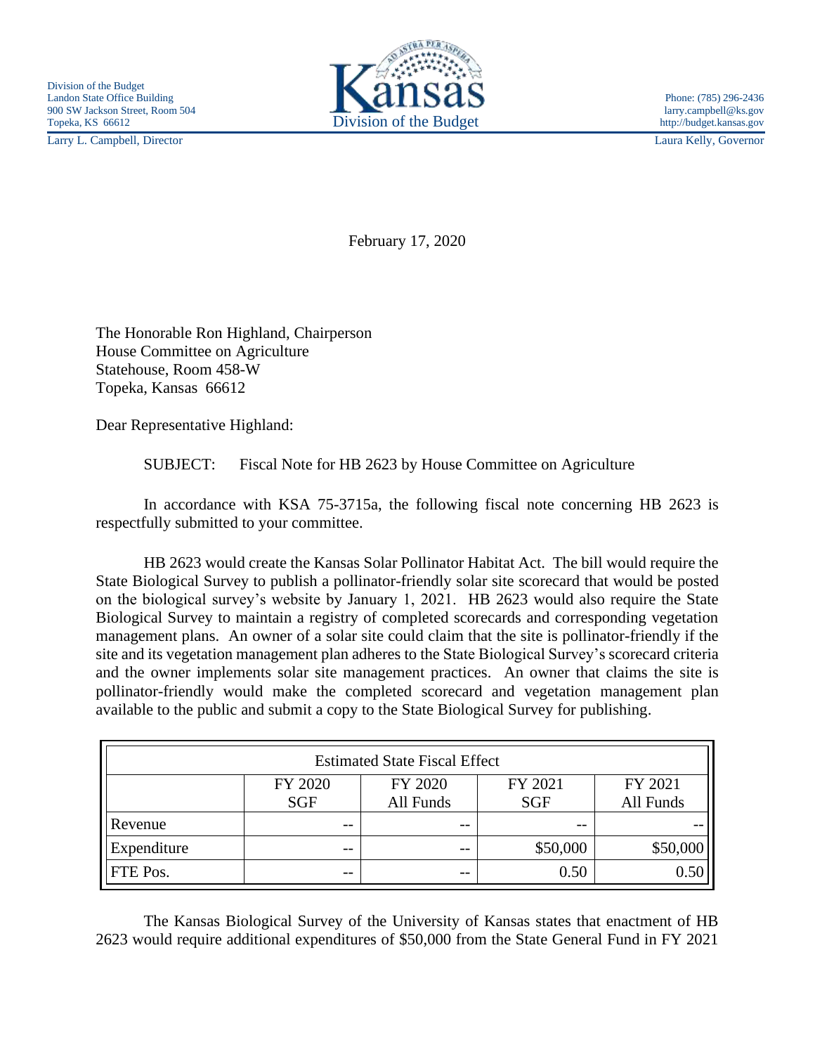Division of the Budget
Landon State Office Building
900 SW Jackson Street, Room 504
Topeka, KS 66612
Larry L. Campbell, Director

Kansas
Division of the Budget

Phone: (785) 296-2436
larry.campbell@ks.gov
http://budget.kansas.gov
Laura Kelly, Governor

February 17, 2020

The Honorable Ron Highland, Chairperson
House Committee on Agriculture
Statehouse, Room 458-W
Topeka, Kansas 66612

Dear Representative Highland:

SUBJECT: Fiscal Note for HB 2623 by House Committee on Agriculture

In accordance with KSA 75-3715a, the following fiscal note concerning HB 2623 is respectfully submitted to your committee.

HB 2623 would create the Kansas Solar Pollinator Habitat Act. The bill would require the State Biological Survey to publish a pollinator-friendly solar site scorecard that would be posted on the biological survey's website by January 1, 2021. HB 2623 would also require the State Biological Survey to maintain a registry of completed scorecards and corresponding vegetation management plans. An owner of a solar site could claim that the site is pollinator-friendly if the site and its vegetation management plan adheres to the State Biological Survey's scorecard criteria and the owner implements solar site management practices. An owner that claims the site is pollinator-friendly would make the completed scorecard and vegetation management plan available to the public and submit a copy to the State Biological Survey for publishing.

| Estimated State Fiscal Effect | | | | |
|---|---|---|---|---|
| | FY 2020 SGF | FY 2020 All Funds | FY 2021 SGF | FY 2021 All Funds |
| Revenue | -- | -- | -- | -- |
| Expenditure | -- | -- | $50,000 | $50,000 |
| FTE Pos. | -- | -- | 0.50 | 0.50 |

The Kansas Biological Survey of the University of Kansas states that enactment of HB 2623 would require additional expenditures of $50,000 from the State General Fund in FY 2021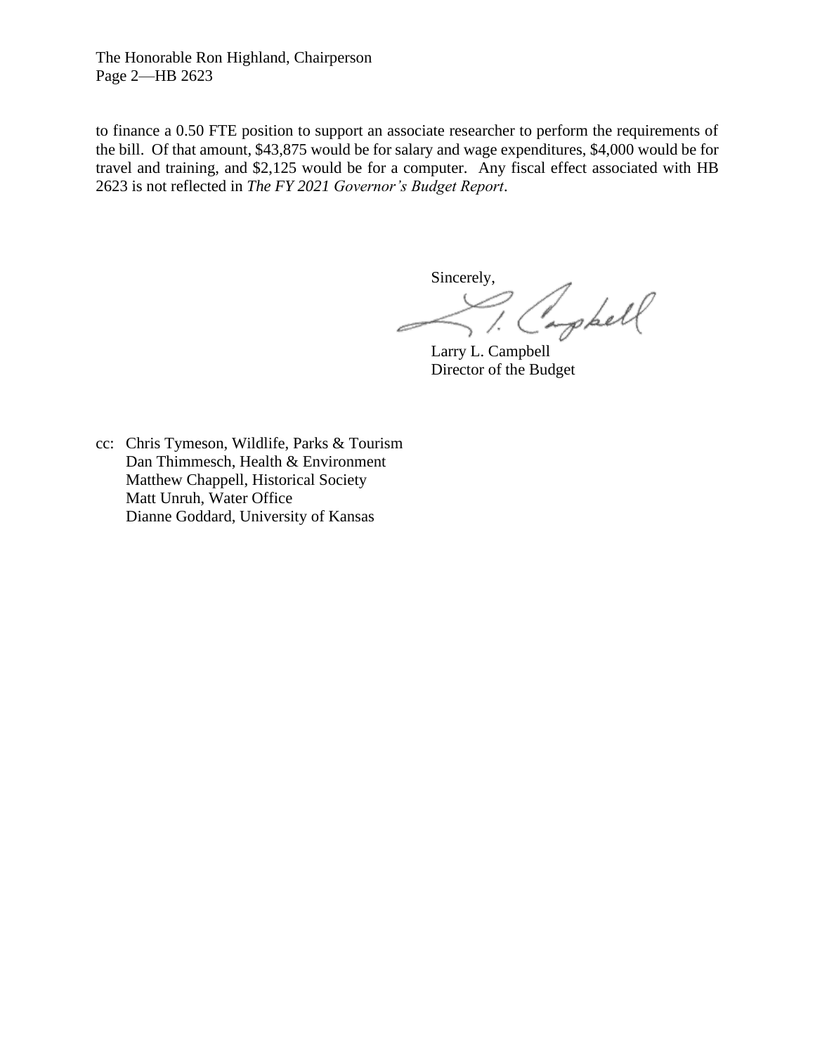to finance a 0.50 FTE position to support an associate researcher to perform the requirements of the bill. Of that amount, $43,875 would be for salary and wage expenditures, $4,000 would be for travel and training, and $2,125 would be for a computer. Any fiscal effect associated with HB 2623 is not reflected in *The FY 2021 Governor's Budget Report*.

Sincerely,

Larry L. Campbell
Director of the Budget

cc: Chris Tymeson, Wildlife, Parks & Tourism
Dan Thimmesch, Health & Environment
Matthew Chappell, Historical Society
Matt Unruh, Water Office
Dianne Goddard, University of Kansas